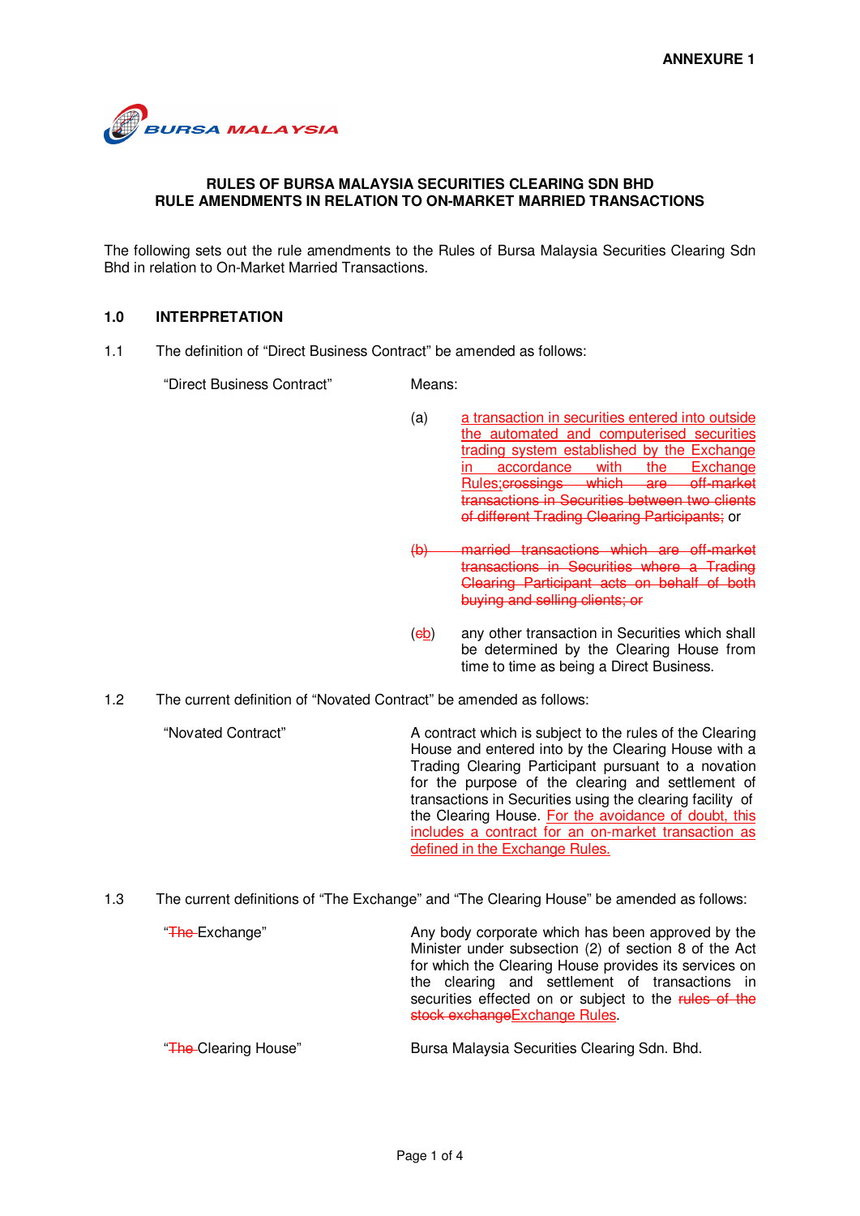**ANNEXURE 1**

**RULES OF BURSA MALAYSIA SECURITIES CLEARING SDN BHD**
**RULE AMENDMENTS IN RELATION TO ON-MARKET MARRIED TRANSACTIONS**

The following sets out the rule amendments to the Rules of Bursa Malaysia Securities Clearing Sdn Bhd in relation to On-Market Married Transactions.

## 1.0 INTERPRETATION

1.1 The definition of "Direct Business Contract" be amended as follows:

"Direct Business Contract" Means:

(a) <u>a transaction in securities entered into outside the automated and computerised securities trading system established by the Exchange in accordance with the Exchange Rules;</u>~~crossings which are off-market transactions in Securities between two clients of different Trading Clearing Participants;~~ or

~~(b) married transactions which are off-market transactions in Securities where a Trading Clearing Participant acts on behalf of both buying and selling clients; or~~

(~~c~~<u>b</u>) any other transaction in Securities which shall be determined by the Clearing House from time to time as being a Direct Business.

1.2 The current definition of "Novated Contract" be amended as follows:

"Novated Contract" A contract which is subject to the rules of the Clearing House and entered into by the Clearing House with a Trading Clearing Participant pursuant to a novation for the purpose of the clearing and settlement of transactions in Securities using the clearing facility of the Clearing House. <u>For the avoidance of doubt, this includes a contract for an on-market transaction as defined in the Exchange Rules.</u>

1.3 The current definitions of "The Exchange" and "The Clearing House" be amended as follows:

"~~The~~ Exchange" Any body corporate which has been approved by the Minister under subsection (2) of section 8 of the Act for which the Clearing House provides its services on the clearing and settlement of transactions in securities effected on or subject to the ~~rules of the stock exchange~~<u>Exchange Rules</u>.

"~~The~~ Clearing House" Bursa Malaysia Securities Clearing Sdn. Bhd.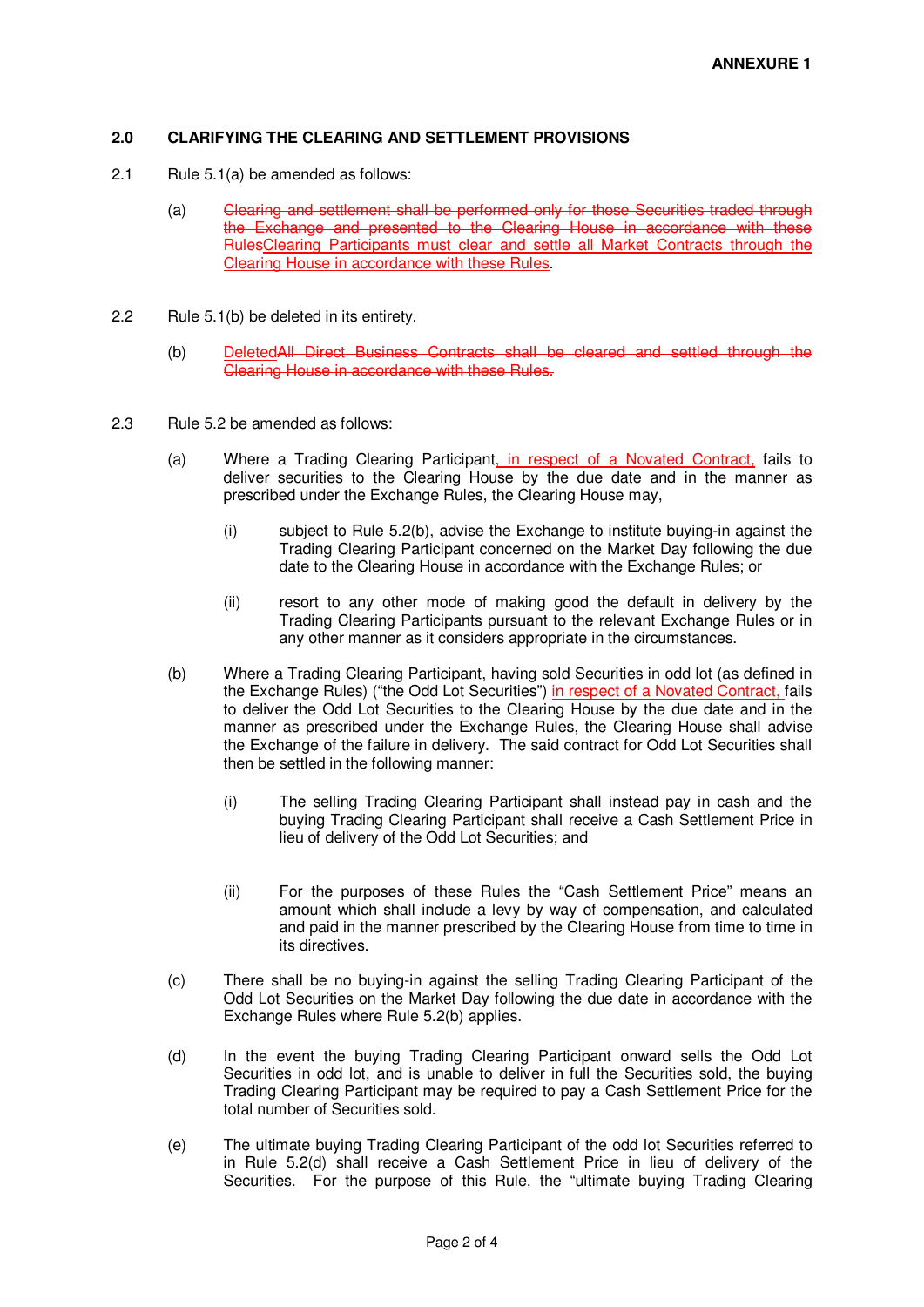**ANNEXURE 1**

## 2.0 CLARIFYING THE CLEARING AND SETTLEMENT PROVISIONS

2.1 Rule 5.1(a) be amended as follows:

(a) ~~Clearing and settlement shall be performed only for those Securities traded through the Exchange and presented to the Clearing House in accordance with these Rules~~<u>Clearing Participants must clear and settle all Market Contracts through the Clearing House in accordance with these Rules</u>.

2.2 Rule 5.1(b) be deleted in its entirety.

(b) <u>Deleted</u>~~All Direct Business Contracts shall be cleared and settled through the Clearing House in accordance with these Rules.~~

2.3 Rule 5.2 be amended as follows:

(a) Where a Trading Clearing Participant<u>, in respect of a Novated Contract,</u> fails to deliver securities to the Clearing House by the due date and in the manner as prescribed under the Exchange Rules, the Clearing House may,

(i) subject to Rule 5.2(b), advise the Exchange to institute buying-in against the Trading Clearing Participant concerned on the Market Day following the due date to the Clearing House in accordance with the Exchange Rules; or

(ii) resort to any other mode of making good the default in delivery by the Trading Clearing Participants pursuant to the relevant Exchange Rules or in any other manner as it considers appropriate in the circumstances.

(b) Where a Trading Clearing Participant, having sold Securities in odd lot (as defined in the Exchange Rules) ("the Odd Lot Securities") <u>in respect of a Novated Contract,</u> fails to deliver the Odd Lot Securities to the Clearing House by the due date and in the manner as prescribed under the Exchange Rules, the Clearing House shall advise the Exchange of the failure in delivery. The said contract for Odd Lot Securities shall then be settled in the following manner:

(i) The selling Trading Clearing Participant shall instead pay in cash and the buying Trading Clearing Participant shall receive a Cash Settlement Price in lieu of delivery of the Odd Lot Securities; and

(ii) For the purposes of these Rules the "Cash Settlement Price" means an amount which shall include a levy by way of compensation, and calculated and paid in the manner prescribed by the Clearing House from time to time in its directives.

(c) There shall be no buying-in against the selling Trading Clearing Participant of the Odd Lot Securities on the Market Day following the due date in accordance with the Exchange Rules where Rule 5.2(b) applies.

(d) In the event the buying Trading Clearing Participant onward sells the Odd Lot Securities in odd lot, and is unable to deliver in full the Securities sold, the buying Trading Clearing Participant may be required to pay a Cash Settlement Price for the total number of Securities sold.

(e) The ultimate buying Trading Clearing Participant of the odd lot Securities referred to in Rule 5.2(d) shall receive a Cash Settlement Price in lieu of delivery of the Securities. For the purpose of this Rule, the "ultimate buying Trading Clearing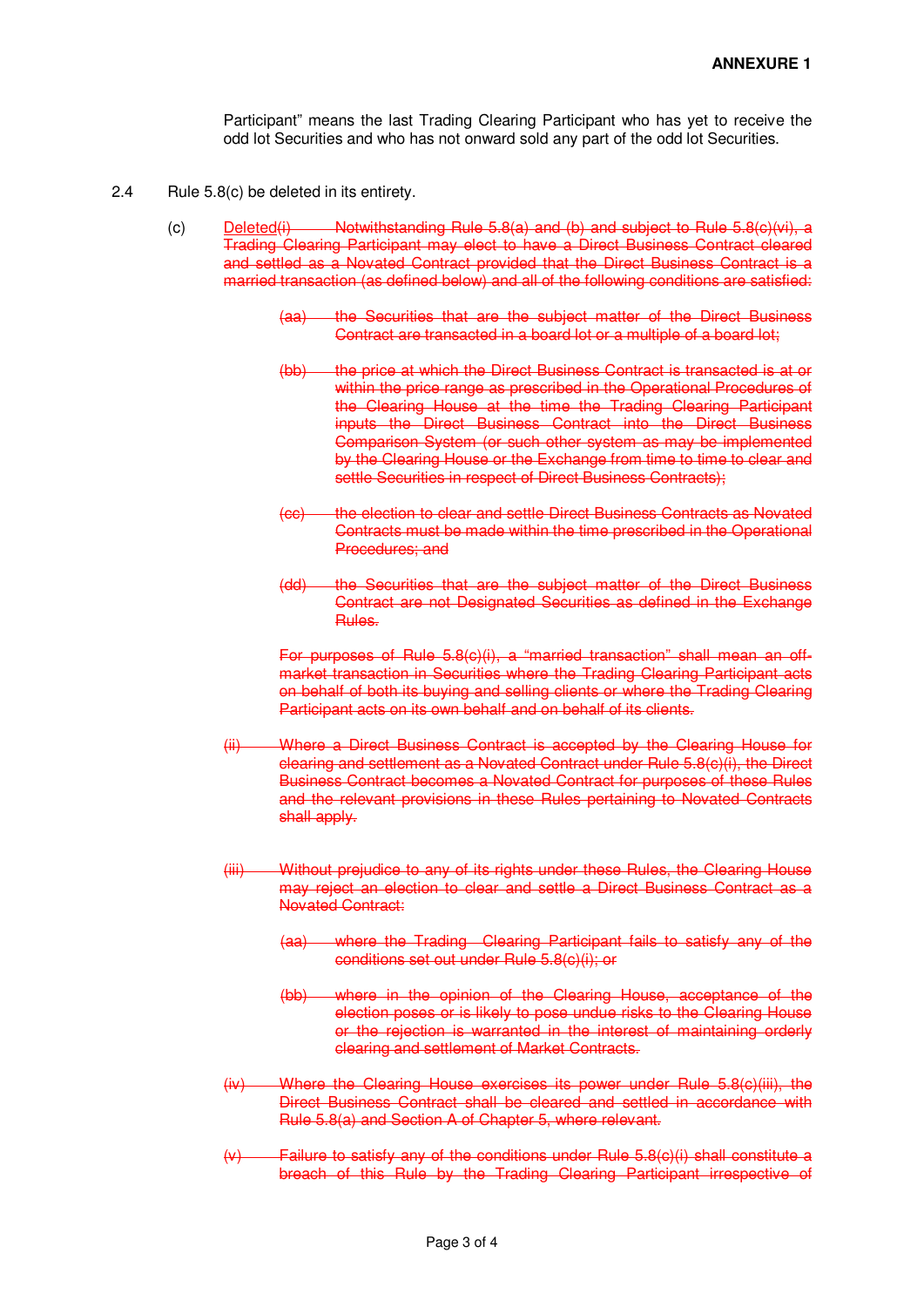**ANNEXURE 1**

Participant" means the last Trading Clearing Participant who has yet to receive the odd lot Securities and who has not onward sold any part of the odd lot Securities.

2.4 Rule 5.8(c) be deleted in its entirety.

(c) Deleted~~(i) Notwithstanding Rule 5.8(a) and (b) and subject to Rule 5.8(c)(vi), a Trading Clearing Participant may elect to have a Direct Business Contract cleared and settled as a Novated Contract provided that the Direct Business Contract is a married transaction (as defined below) and all of the following conditions are satisfied:~~

~~(aa) the Securities that are the subject matter of the Direct Business Contract are transacted in a board lot or a multiple of a board lot;~~

~~(bb) the price at which the Direct Business Contract is transacted is at or within the price range as prescribed in the Operational Procedures of the Clearing House at the time the Trading Clearing Participant inputs the Direct Business Contract into the Direct Business Comparison System (or such other system as may be implemented by the Clearing House or the Exchange from time to time to clear and settle Securities in respect of Direct Business Contracts);~~

~~(cc) the election to clear and settle Direct Business Contracts as Novated Contracts must be made within the time prescribed in the Operational Procedures; and~~

~~(dd) the Securities that are the subject matter of the Direct Business Contract are not Designated Securities as defined in the Exchange Rules.~~

~~For purposes of Rule 5.8(c)(i), a "married transaction" shall mean an off-market transaction in Securities where the Trading Clearing Participant acts on behalf of both its buying and selling clients or where the Trading Clearing Participant acts on its own behalf and on behalf of its clients.~~

~~(ii) Where a Direct Business Contract is accepted by the Clearing House for clearing and settlement as a Novated Contract under Rule 5.8(c)(i), the Direct Business Contract becomes a Novated Contract for purposes of these Rules and the relevant provisions in these Rules pertaining to Novated Contracts shall apply.~~

~~(iii) Without prejudice to any of its rights under these Rules, the Clearing House may reject an election to clear and settle a Direct Business Contract as a Novated Contract:~~

~~(aa) where the Trading Clearing Participant fails to satisfy any of the conditions set out under Rule 5.8(c)(i); or~~

~~(bb) where in the opinion of the Clearing House, acceptance of the election poses or is likely to pose undue risks to the Clearing House or the rejection is warranted in the interest of maintaining orderly clearing and settlement of Market Contracts.~~

~~(iv) Where the Clearing House exercises its power under Rule 5.8(c)(iii), the Direct Business Contract shall be cleared and settled in accordance with Rule 5.8(a) and Section A of Chapter 5, where relevant.~~

~~(v) Failure to satisfy any of the conditions under Rule 5.8(c)(i) shall constitute a breach of this Rule by the Trading Clearing Participant irrespective of~~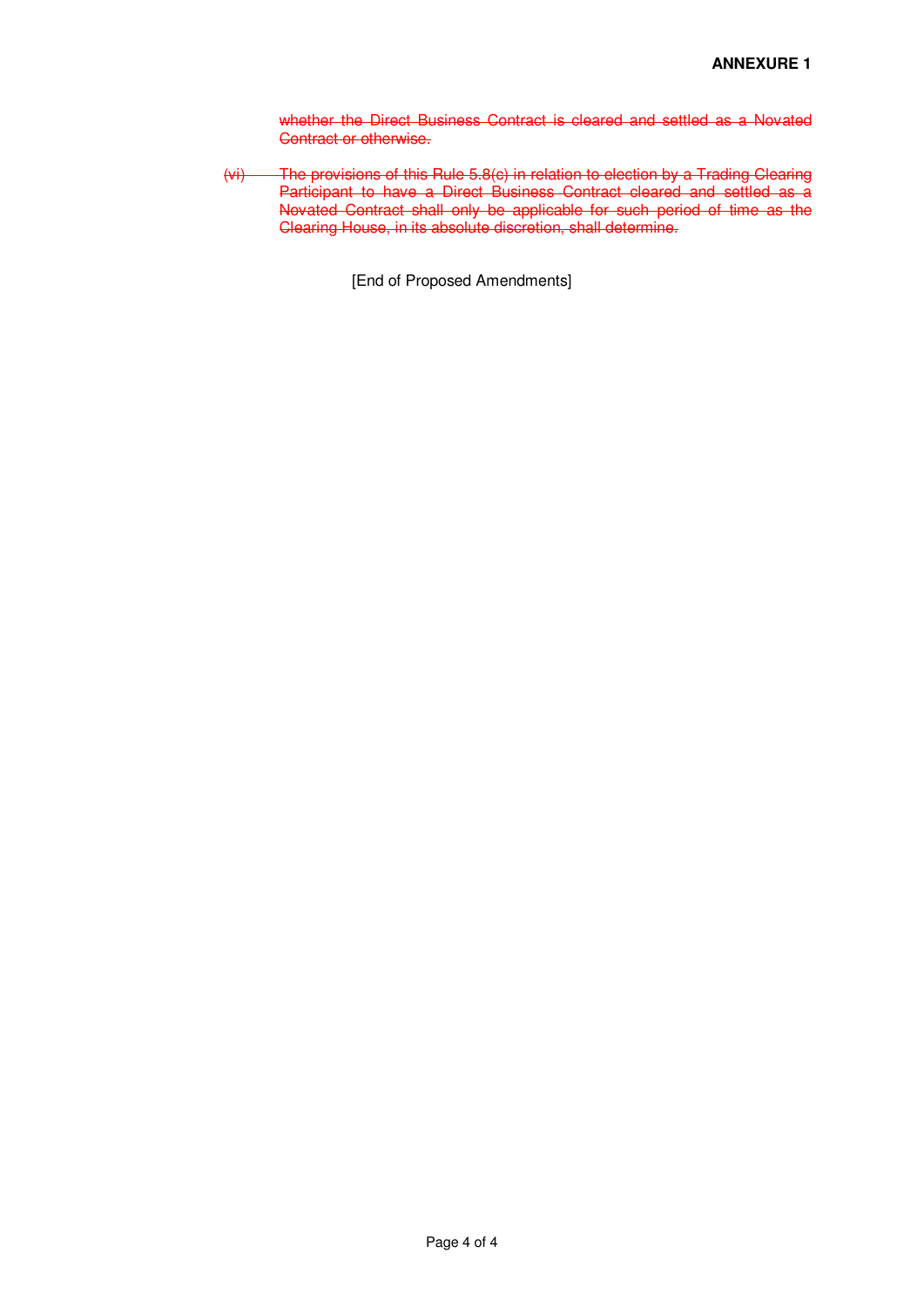**ANNEXURE 1**

~~whether the Direct Business Contract is cleared and settled as a Novated Contract or otherwise.~~

~~(vi) The provisions of this Rule 5.8(c) in relation to election by a Trading Clearing Participant to have a Direct Business Contract cleared and settled as a Novated Contract shall only be applicable for such period of time as the Clearing House, in its absolute discretion, shall determine.~~

[End of Proposed Amendments]